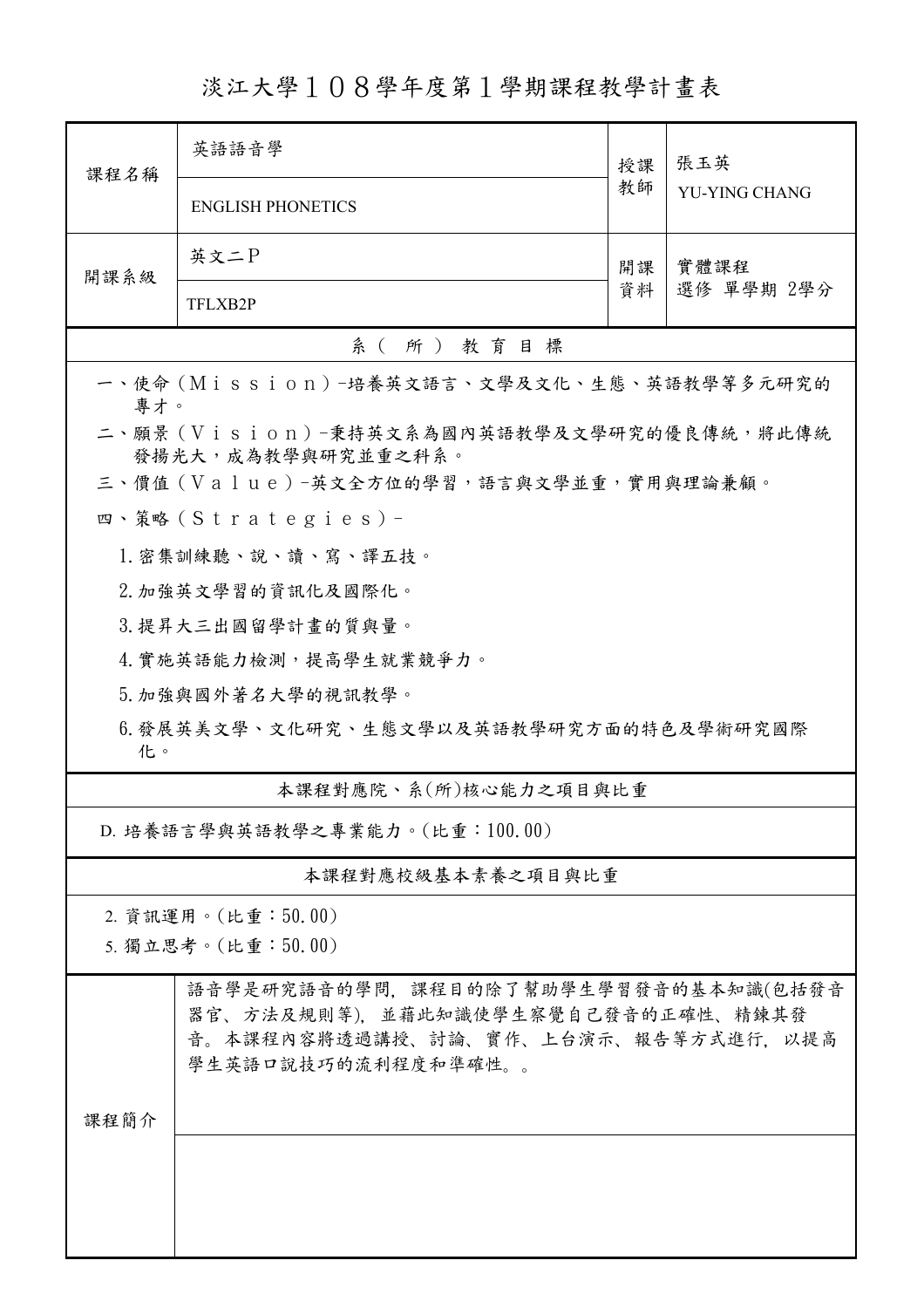# 淡江大學１０８學年度第１學期課程教學計畫表

| | | | |
|---|---|---|---|
| 課程名稱 | 英語語音學<br>ENGLISH PHONETICS | 授課教師 | 張玉英<br>YU-YING CHANG |
| 開課系級 | 英文二Ｐ<br>TFLXB2P | 開課資料 | 實體課程<br>選修 單學期 2學分 |

## 系（所）教育目標

一、使命（Ｍｉｓｓｉｏｎ）-培養英文語言、文學及文化、生態、英語教學等多元研究的專才。

二、願景（Ｖｉｓｉｏｎ）-秉持英文系為國內英語教學及文學研究的優良傳統，將此傳統發揚光大，成為教學與研究並重之科系。

三、價值（Ｖａｌｕｅ）-英文全方位的學習，語言與文學並重，實用與理論兼顧。

四、策略（Ｓｔｒａｔｅｇｉｅｓ）-

1. 密集訓練聽、說、讀、寫、譯五技。
2. 加強英文學習的資訊化及國際化。
3. 提昇大三出國留學計畫的質與量。
4. 實施英語能力檢測，提高學生就業競爭力。
5. 加強與國外著名大學的視訊教學。
6. 發展英美文學、文化研究、生態文學以及英語教學研究方面的特色及學術研究國際化。

## 本課程對應院、系(所)核心能力之項目與比重

D. 培養語言學與英語教學之專業能力。(比重：100.00)

## 本課程對應校級基本素養之項目與比重

2. 資訊運用。(比重：50.00)
5. 獨立思考。(比重：50.00)

## 課程簡介

語音學是研究語音的學問，課程目的除了幫助學生學習發音的基本知識(包括發音器官、方法及規則等)，並藉此知識使學生察覺自己發音的正確性、精鍊其發音。本課程內容將透過講授、討論、實作、上台演示、報告等方式進行，以提高學生英語口說技巧的流利程度和準確性。。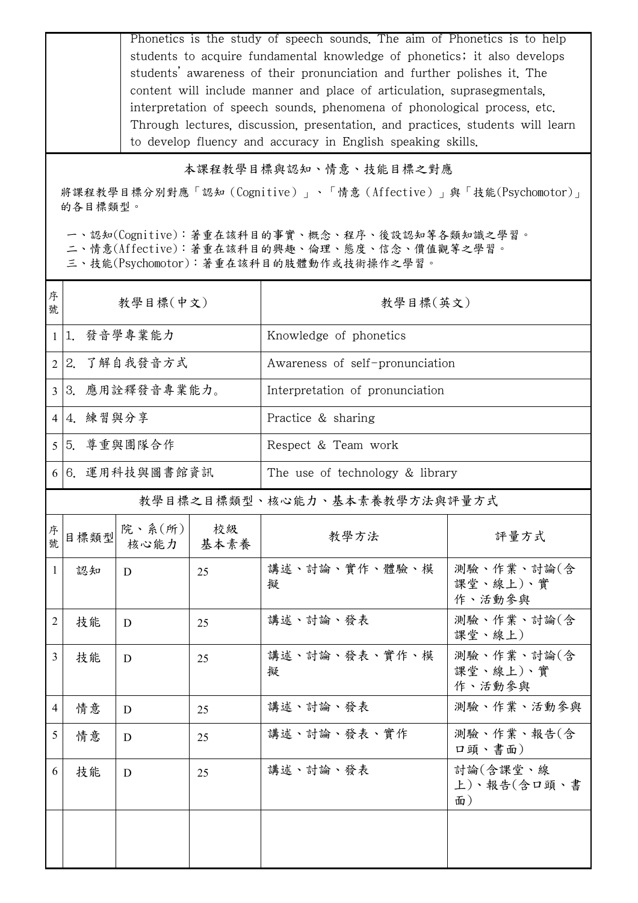Phonetics is the study of speech sounds. The aim of Phonetics is to help students to acquire fundamental knowledge of phonetics; it also develops students' awareness of their pronunciation and further polishes it. The content will include manner and place of articulation, suprasegmentals, interpretation of speech sounds, phenomena of phonological process, etc. Through lectures, discussion, presentation, and practices, students will learn to develop fluency and accuracy in English speaking skills.

## 本課程教學目標與認知、情意、技能目標之對應

將課程教學目標分別對應「認知（Cognitive）」、「情意（Affective）」與「技能(Psychomotor)」的各目標類型。

一、認知(Cognitive)：著重在該科目的事實、概念、程序、後設認知等各類知識之學習。
二、情意(Affective)：著重在該科目的興趣、倫理、態度、信念、價值觀等之學習。
三、技能(Psychomotor)：著重在該科目的肢體動作或技術操作之學習。

| 序號 | 教學目標(中文) | 教學目標(英文) |
|---|---|---|
| 1 | 1. 發音學專業能力 | Knowledge of phonetics |
| 2 | 2. 了解自我發音方式 | Awareness of self-pronunciation |
| 3 | 3. 應用詮釋發音專業能力。 | Interpretation of pronunciation |
| 4 | 4. 練習與分享 | Practice & sharing |
| 5 | 5. 尊重與團隊合作 | Respect & Team work |
| 6 | 6. 運用科技與圖書館資訊 | The use of technology & library |

## 教學目標之目標類型、核心能力、基本素養教學方法與評量方式

| 序號 | 目標類型 | 院、系(所)核心能力 | 校級基本素養 | 教學方法 | 評量方式 |
|---|---|---|---|---|---|
| 1 | 認知 | D | 25 | 講述、討論、實作、體驗、模擬 | 測驗、作業、討論(含課堂、線上)、實作、活動參與 |
| 2 | 技能 | D | 25 | 講述、討論、發表 | 測驗、作業、討論(含課堂、線上) |
| 3 | 技能 | D | 25 | 講述、討論、發表、實作、模擬 | 測驗、作業、討論(含課堂、線上)、實作、活動參與 |
| 4 | 情意 | D | 25 | 講述、討論、發表 | 測驗、作業、活動參與 |
| 5 | 情意 | D | 25 | 講述、討論、發表、實作 | 測驗、作業、報告(含口頭、書面) |
| 6 | 技能 | D | 25 | 講述、討論、發表 | 討論(含課堂、線上)、報告(含口頭、書面) |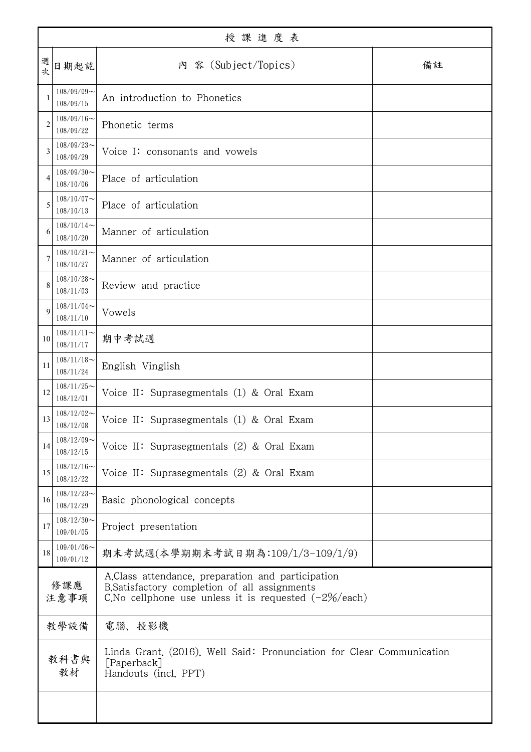| 授課進度表 | | | |
|---|---|---|---|
| 週次 | 日期起訖 | 內 容 (Subject/Topics) | 備註 |
| 1 | 108/09/09～108/09/15 | An introduction to Phonetics | |
| 2 | 108/09/16～108/09/22 | Phonetic terms | |
| 3 | 108/09/23～108/09/29 | Voice I: consonants and vowels | |
| 4 | 108/09/30～108/10/06 | Place of articulation | |
| 5 | 108/10/07～108/10/13 | Place of articulation | |
| 6 | 108/10/14～108/10/20 | Manner of articulation | |
| 7 | 108/10/21～108/10/27 | Manner of articulation | |
| 8 | 108/10/28～108/11/03 | Review and practice | |
| 9 | 108/11/04～108/11/10 | Vowels | |
| 10 | 108/11/11～108/11/17 | 期中考試週 | |
| 11 | 108/11/18～108/11/24 | English Vinglish | |
| 12 | 108/11/25～108/12/01 | Voice II: Suprasegmentals (1) & Oral Exam | |
| 13 | 108/12/02～108/12/08 | Voice II: Suprasegmentals (1) & Oral Exam | |
| 14 | 108/12/09～108/12/15 | Voice II: Suprasegmentals (2) & Oral Exam | |
| 15 | 108/12/16～108/12/22 | Voice II: Suprasegmentals (2) & Oral Exam | |
| 16 | 108/12/23～108/12/29 | Basic phonological concepts | |
| 17 | 108/12/30～109/01/05 | Project presentation | |
| 18 | 109/01/06～109/01/12 | 期末考試週(本學期期末考試日期為:109/1/3-109/1/9) | |
| 修課應注意事項 | | A.Class attendance, preparation and participation<br>B.Satisfactory completion of all assignments<br>C.No cellphone use unless it is requested (-2%/each) | |
| 教學設備 | | 電腦、投影機 | |
| 教科書與教材 | | Linda Grant. (2016). Well Said: Pronunciation for Clear Communication [Paperback]<br>Handouts (incl. PPT) | |
| | | | |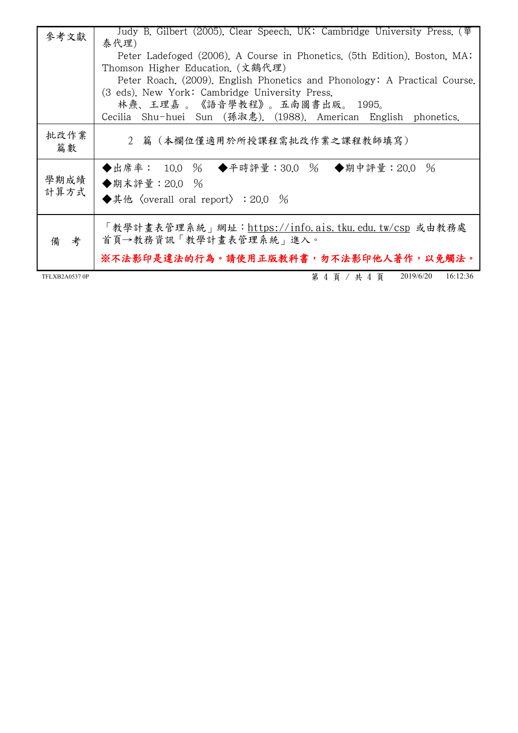| | |
|---|---|
| 參考文獻 | Judy B. Gilbert (2005). Clear Speech. UK: Cambridge University Press. (華泰代理)<br>Peter Ladefoged (2006). A Course in Phonetics. (5th Edition). Boston, MA; Thomson Higher Education. (文鶴代理)<br>Peter Roach. (2009). English Phonetics and Phonology: A Practical Course. (3 eds). New York: Cambridge University Press.<br>林燾、王理嘉 。《語音學教程》。五南圖書出版。 1995。<br>Cecilia Shu-huei Sun (孫淑惠). (1988). American English phonetics. |
| 批改作業篇數 | 2 篇（本欄位僅適用於所授課程需批改作業之課程教師填寫） |
| 學期成績計算方式 | ◆出席率： 10.0 % ◆平時評量：30.0 % ◆期中評量：20.0 %<br>◆期末評量：20.0 %<br>◆其他〈overall oral report〉 ：20.0 % |
| 備　考 | 「教學計畫表管理系統」網址：https://info.ais.tku.edu.tw/csp 或由教務處首頁→教務資訊「教學計畫表管理系統」進入。<br>**※不法影印是違法的行為。請使用正版教科書，勿不法影印他人著作，以免觸法。** |